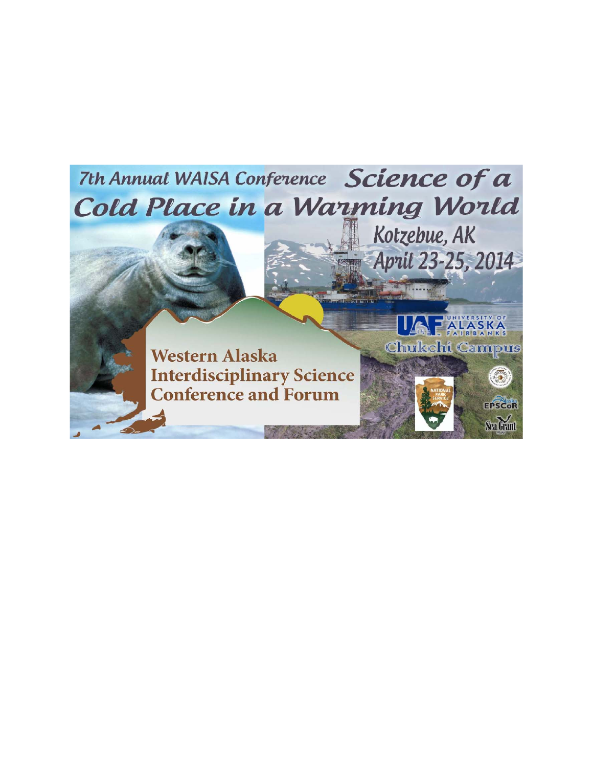# 7th Annual WAISA Conference Science of a Cold Place in a Warming World

Kotzebue, AK

April 23-25, 2014

UAF University of Alaska Fairbanks

Chukchi Campus

## Western Alaska Interdisciplinary Science Conference and Forum

National Park Service

Alaska EPSCoR

Sea Grant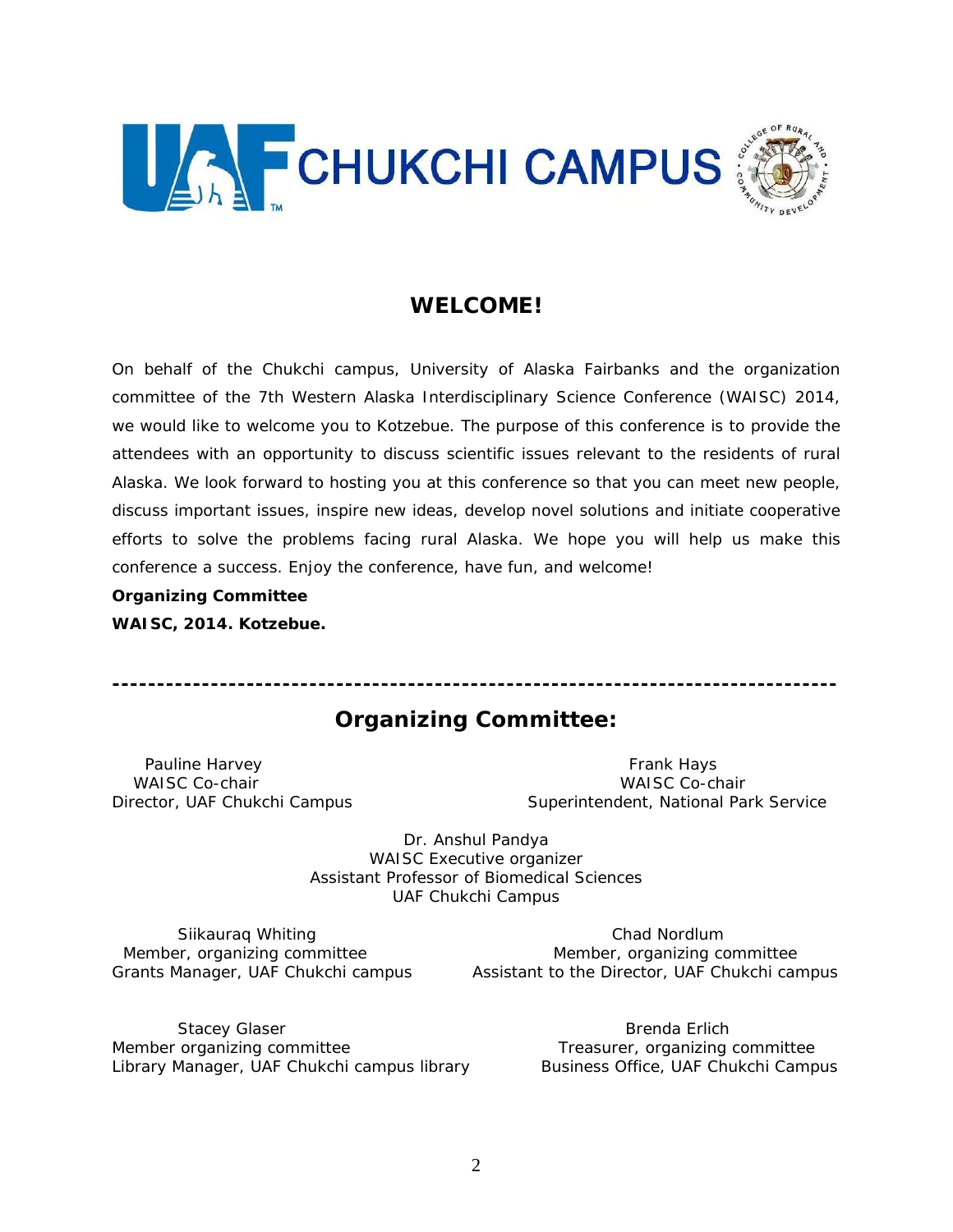UAF CHUKCHI CAMPUS

## WELCOME!

On behalf of the Chukchi campus, University of Alaska Fairbanks and the organization committee of the 7th Western Alaska Interdisciplinary Science Conference (WAISC) 2014, we would like to welcome you to Kotzebue. The purpose of this conference is to provide the attendees with an opportunity to discuss scientific issues relevant to the residents of rural Alaska. We look forward to hosting you at this conference so that you can meet new people, discuss important issues, inspire new ideas, develop novel solutions and initiate cooperative efforts to solve the problems facing rural Alaska. We hope you will help us make this conference a success. Enjoy the conference, have fun, and welcome!

**Organizing Committee**
**WAISC, 2014. Kotzebue.**

---

## Organizing Committee:

Pauline Harvey
WAISC Co-chair
Director, UAF Chukchi Campus

Frank Hays
WAISC Co-chair
Superintendent, National Park Service

Dr. Anshul Pandya
WAISC Executive organizer
Assistant Professor of Biomedical Sciences
UAF Chukchi Campus

Siikauraq Whiting
Member, organizing committee
Grants Manager, UAF Chukchi campus

Chad Nordlum
Member, organizing committee
Assistant to the Director, UAF Chukchi campus

Stacey Glaser
Member organizing committee
Library Manager, UAF Chukchi campus library

Brenda Erlich
Treasurer, organizing committee
Business Office, UAF Chukchi Campus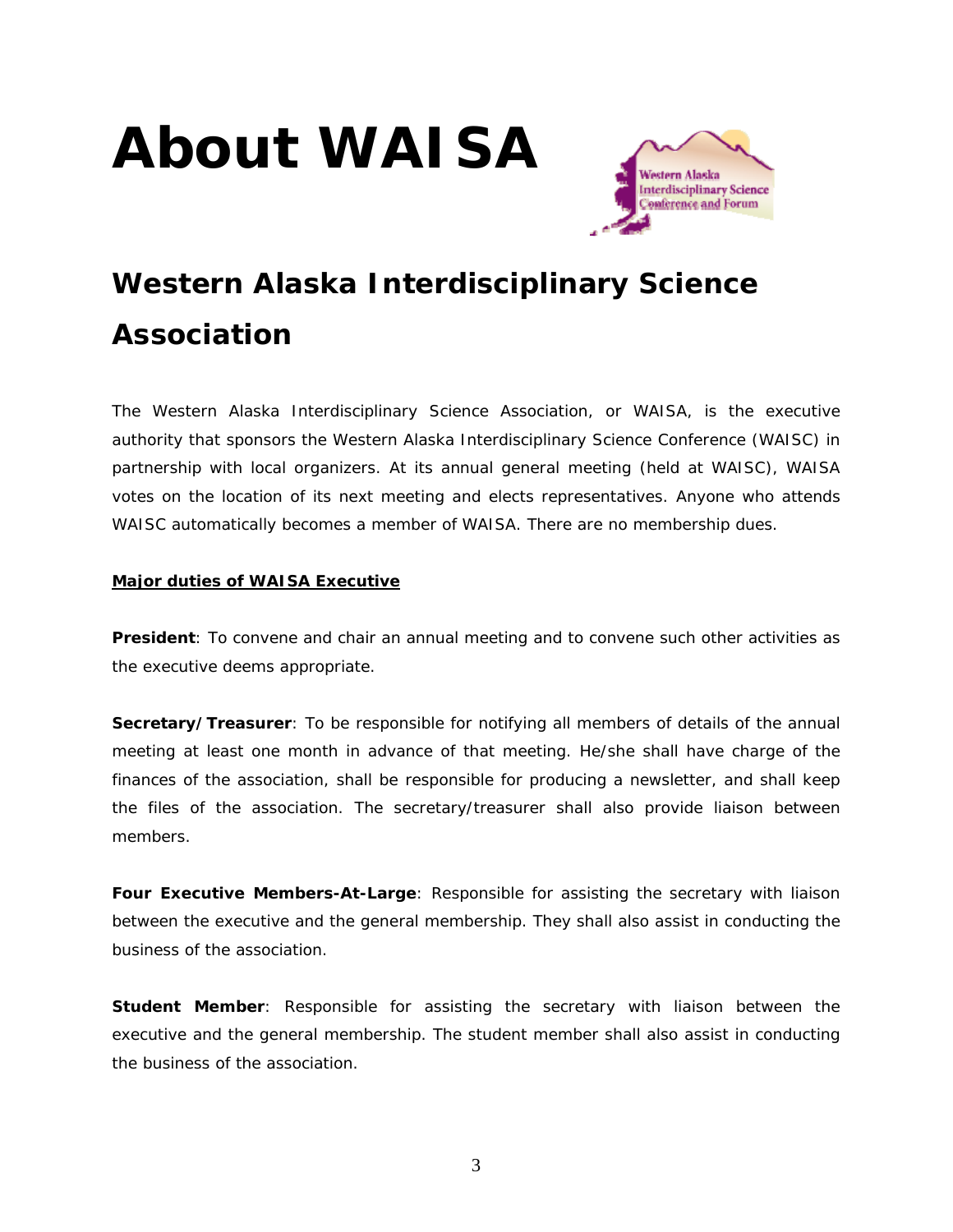# About WAISA

## Western Alaska Interdisciplinary Science Association

The Western Alaska Interdisciplinary Science Association, or WAISA, is the executive authority that sponsors the Western Alaska Interdisciplinary Science Conference (WAISC) in partnership with local organizers. At its annual general meeting (held at WAISC), WAISA votes on the location of its next meeting and elects representatives. Anyone who attends WAISC automatically becomes a member of WAISA. There are no membership dues.

**Major duties of WAISA Executive**

**President**: To convene and chair an annual meeting and to convene such other activities as the executive deems appropriate.

**Secretary/Treasurer**: To be responsible for notifying all members of details of the annual meeting at least one month in advance of that meeting. He/she shall have charge of the finances of the association, shall be responsible for producing a newsletter, and shall keep the files of the association. The secretary/treasurer shall also provide liaison between members.

**Four Executive Members-At-Large**: Responsible for assisting the secretary with liaison between the executive and the general membership. They shall also assist in conducting the business of the association.

**Student Member**: Responsible for assisting the secretary with liaison between the executive and the general membership. The student member shall also assist in conducting the business of the association.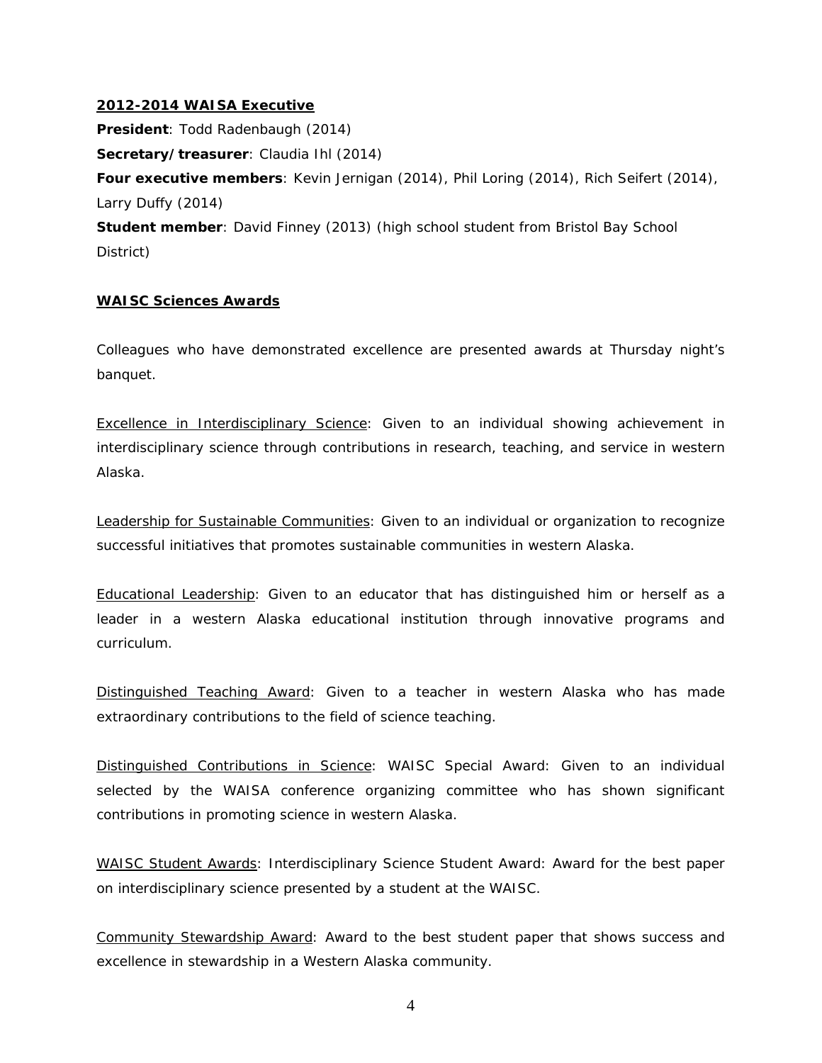**<u>2012-2014 WAISA Executive</u>**

**President**: Todd Radenbaugh (2014)

**Secretary/treasurer**: Claudia Ihl (2014)

**Four executive members**: Kevin Jernigan (2014), Phil Loring (2014), Rich Seifert (2014), Larry Duffy (2014)

**Student member**: David Finney (2013) (high school student from Bristol Bay School District)

**<u>WAISC Sciences Awards</u>**

Colleagues who have demonstrated excellence are presented awards at Thursday night's banquet.

<u>Excellence in Interdisciplinary Science</u>: Given to an individual showing achievement in interdisciplinary science through contributions in research, teaching, and service in western Alaska.

<u>Leadership for Sustainable Communities</u>: Given to an individual or organization to recognize successful initiatives that promotes sustainable communities in western Alaska.

<u>Educational Leadership</u>: Given to an educator that has distinguished him or herself as a leader in a western Alaska educational institution through innovative programs and curriculum.

<u>Distinguished Teaching Award</u>: Given to a teacher in western Alaska who has made extraordinary contributions to the field of science teaching.

<u>Distinguished Contributions in Science</u>: WAISC Special Award: Given to an individual selected by the WAISA conference organizing committee who has shown significant contributions in promoting science in western Alaska.

<u>WAISC Student Awards</u>: Interdisciplinary Science Student Award: Award for the best paper on interdisciplinary science presented by a student at the WAISC.

<u>Community Stewardship Award</u>: Award to the best student paper that shows success and excellence in stewardship in a Western Alaska community.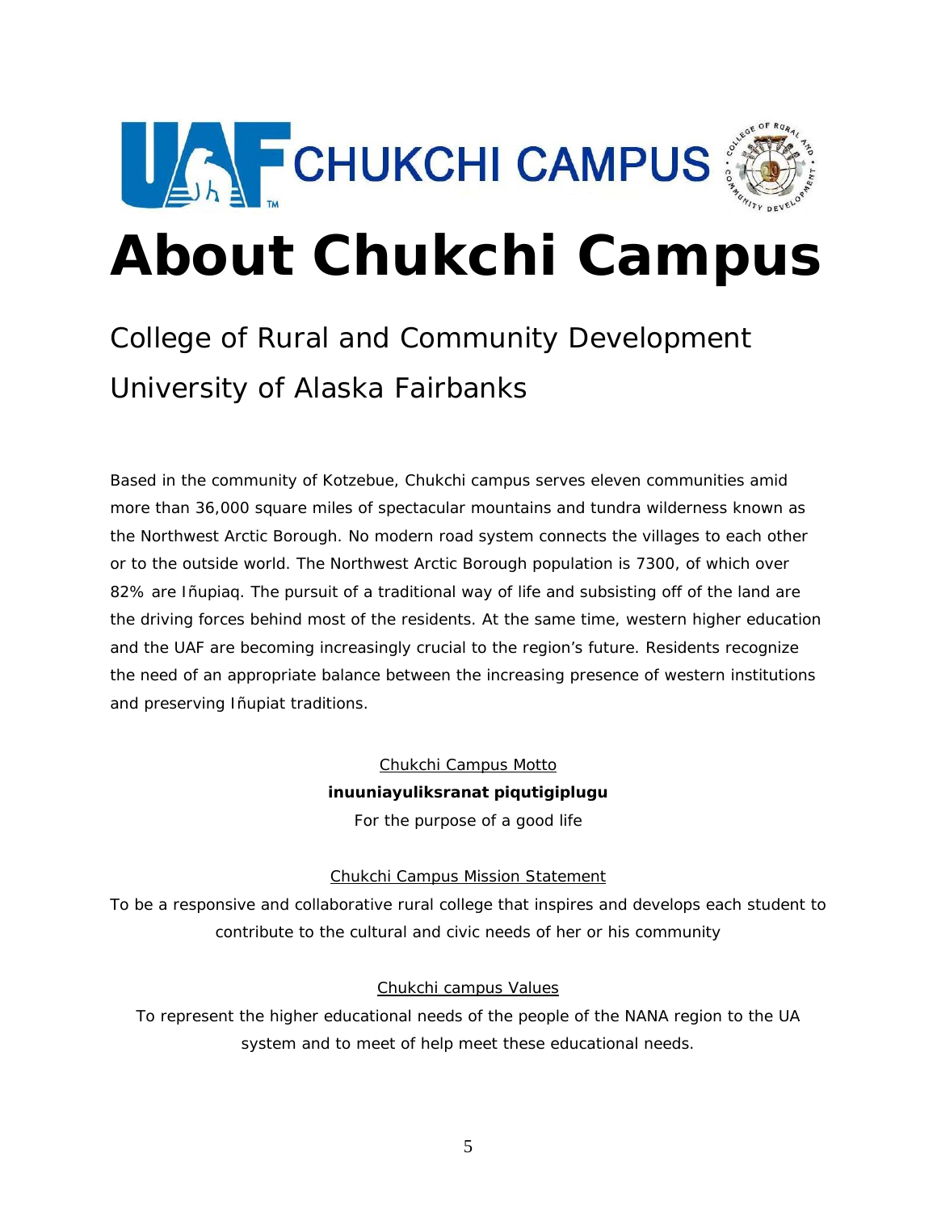UAF CHUKCHI CAMPUS

# About Chukchi Campus

## College of Rural and Community Development

## University of Alaska Fairbanks

Based in the community of Kotzebue, Chukchi campus serves eleven communities amid more than 36,000 square miles of spectacular mountains and tundra wilderness known as the Northwest Arctic Borough. No modern road system connects the villages to each other or to the outside world. The Northwest Arctic Borough population is 7300, of which over 82% are Iñupiaq. The pursuit of a traditional way of life and subsisting off of the land are the driving forces behind most of the residents. At the same time, western higher education and the UAF are becoming increasingly crucial to the region's future. Residents recognize the need of an appropriate balance between the increasing presence of western institutions and preserving Iñupiat traditions.

<u>Chukchi Campus Motto</u>

**inuuniayuliksranat piqutigiplugu**

For the purpose of a good life

<u>Chukchi Campus Mission Statement</u>

To be a responsive and collaborative rural college that inspires and develops each student to contribute to the cultural and civic needs of her or his community

<u>Chukchi campus Values</u>

To represent the higher educational needs of the people of the NANA region to the UA system and to meet of help meet these educational needs.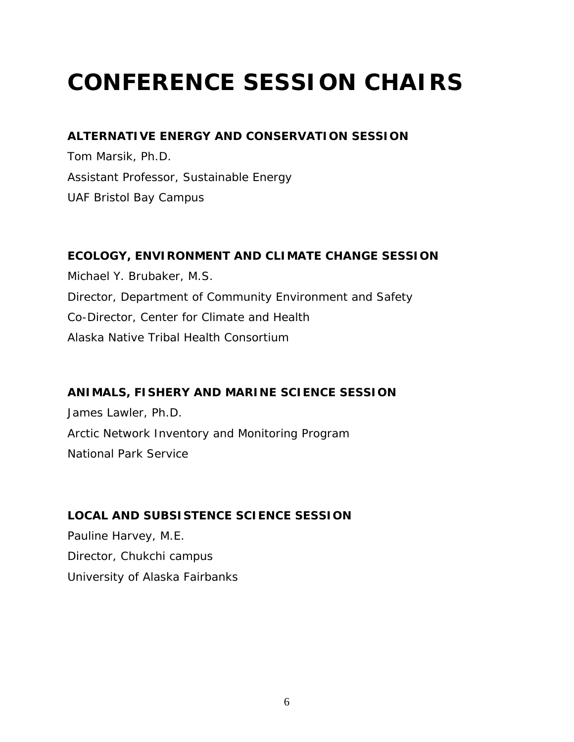# CONFERENCE SESSION CHAIRS

### ALTERNATIVE ENERGY AND CONSERVATION SESSION

Tom Marsik, Ph.D.

Assistant Professor, Sustainable Energy

UAF Bristol Bay Campus

### ECOLOGY, ENVIRONMENT AND CLIMATE CHANGE SESSION

Michael Y. Brubaker, M.S.

Director, Department of Community Environment and Safety

Co-Director, Center for Climate and Health

Alaska Native Tribal Health Consortium

### ANIMALS, FISHERY AND MARINE SCIENCE SESSION

James Lawler, Ph.D.

Arctic Network Inventory and Monitoring Program

National Park Service

### LOCAL AND SUBSISTENCE SCIENCE SESSION

Pauline Harvey, M.E.

Director, Chukchi campus

University of Alaska Fairbanks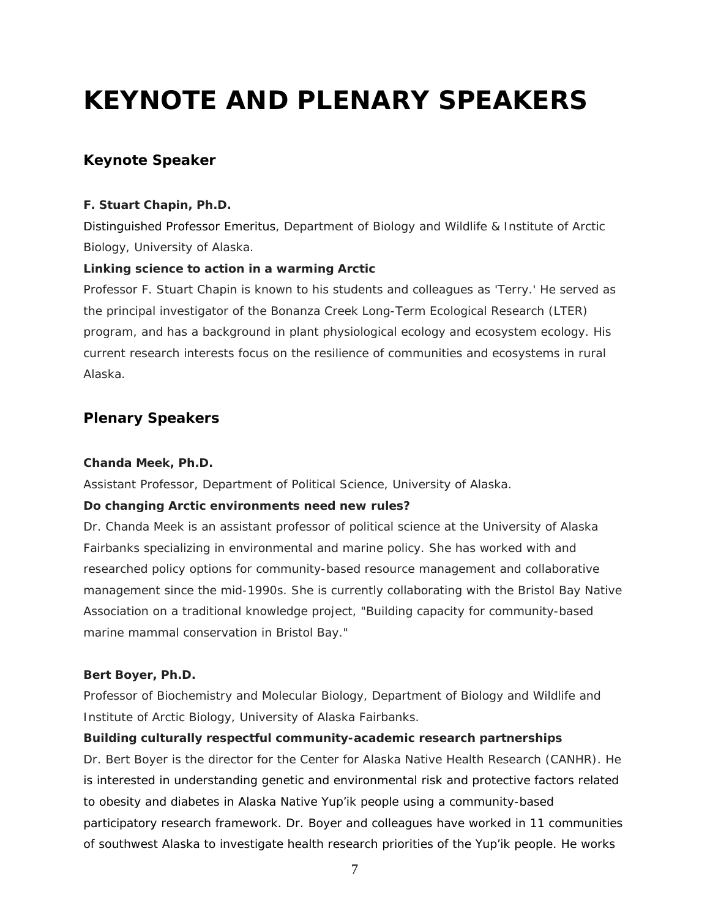# KEYNOTE AND PLENARY SPEAKERS

## Keynote Speaker

**F. Stuart Chapin, Ph.D.**

Distinguished Professor Emeritus, Department of Biology and Wildlife & Institute of Arctic Biology, University of Alaska.

**Linking science to action in a warming Arctic**

Professor F. Stuart Chapin is known to his students and colleagues as 'Terry.' He served as the principal investigator of the Bonanza Creek Long-Term Ecological Research (LTER) program, and has a background in plant physiological ecology and ecosystem ecology. His current research interests focus on the resilience of communities and ecosystems in rural Alaska.

## Plenary Speakers

**Chanda Meek, Ph.D.**

Assistant Professor, Department of Political Science, University of Alaska.

**Do changing Arctic environments need new rules?**

Dr. Chanda Meek is an assistant professor of political science at the University of Alaska Fairbanks specializing in environmental and marine policy. She has worked with and researched policy options for community-based resource management and collaborative management since the mid-1990s. She is currently collaborating with the Bristol Bay Native Association on a traditional knowledge project, "Building capacity for community-based marine mammal conservation in Bristol Bay."

**Bert Boyer, Ph.D.**

Professor of Biochemistry and Molecular Biology, Department of Biology and Wildlife and Institute of Arctic Biology, University of Alaska Fairbanks.

**Building culturally respectful community-academic research partnerships**

Dr. Bert Boyer is the director for the Center for Alaska Native Health Research (CANHR). He is interested in understanding genetic and environmental risk and protective factors related to obesity and diabetes in Alaska Native Yup'ik people using a community-based participatory research framework. Dr. Boyer and colleagues have worked in 11 communities of southwest Alaska to investigate health research priorities of the Yup'ik people. He works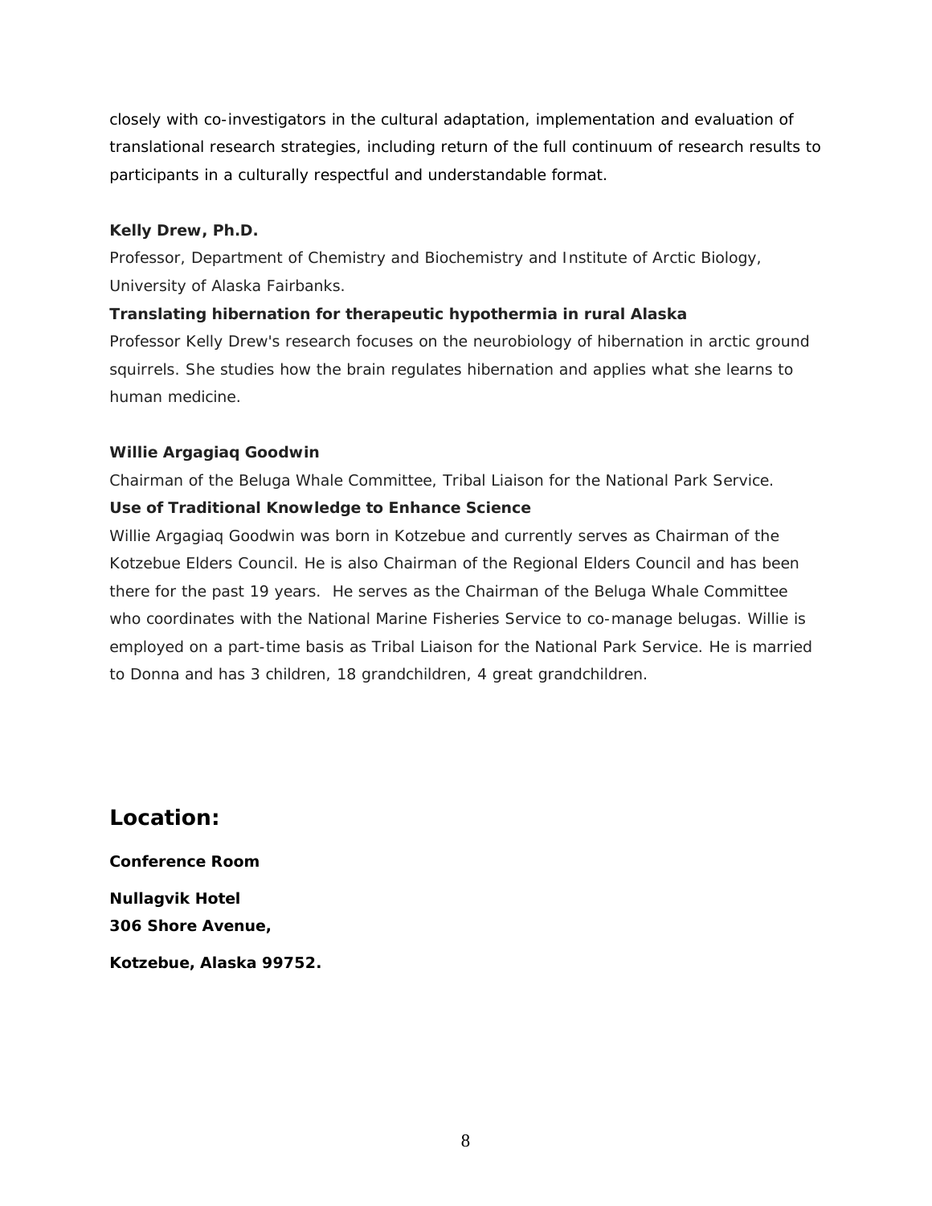closely with co-investigators in the cultural adaptation, implementation and evaluation of translational research strategies, including return of the full continuum of research results to participants in a culturally respectful and understandable format.

**Kelly Drew, Ph.D.**

Professor, Department of Chemistry and Biochemistry and Institute of Arctic Biology, University of Alaska Fairbanks.

**Translating hibernation for therapeutic hypothermia in rural Alaska**

Professor Kelly Drew's research focuses on the neurobiology of hibernation in arctic ground squirrels. She studies how the brain regulates hibernation and applies what she learns to human medicine.

**Willie Argagiaq Goodwin**

Chairman of the Beluga Whale Committee, Tribal Liaison for the National Park Service.

**Use of Traditional Knowledge to Enhance Science**

Willie Argagiaq Goodwin was born in Kotzebue and currently serves as Chairman of the Kotzebue Elders Council. He is also Chairman of the Regional Elders Council and has been there for the past 19 years. He serves as the Chairman of the Beluga Whale Committee who coordinates with the National Marine Fisheries Service to co-manage belugas. Willie is employed on a part-time basis as Tribal Liaison for the National Park Service. He is married to Donna and has 3 children, 18 grandchildren, 4 great grandchildren.

## Location:

**Conference Room**

**Nullagvik Hotel**
**306 Shore Avenue,**

**Kotzebue, Alaska 99752.**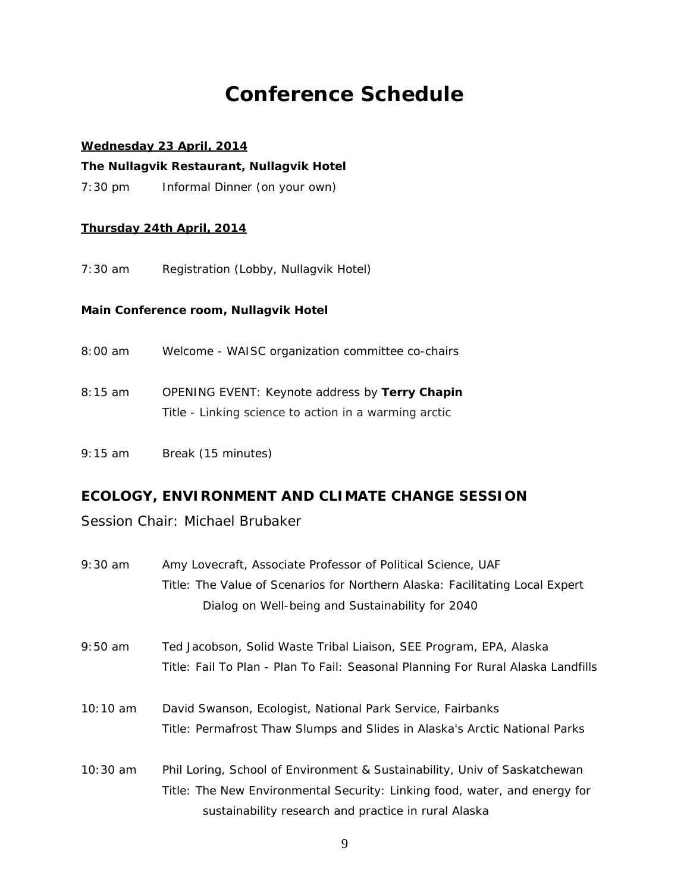# Conference Schedule

**Wednesday 23 April, 2014**

**The Nullagvik Restaurant, Nullagvik Hotel**

7:30 pm Informal Dinner (on your own)

**Thursday 24th April, 2014**

7:30 am Registration (Lobby, Nullagvik Hotel)

**Main Conference room, Nullagvik Hotel**

8:00 am Welcome - WAISC organization committee co-chairs

8:15 am OPENING EVENT: Keynote address by **Terry Chapin**
Title - Linking science to action in a warming arctic

9:15 am Break (15 minutes)

## ECOLOGY, ENVIRONMENT AND CLIMATE CHANGE SESSION

Session Chair: Michael Brubaker

9:30 am Amy Lovecraft, Associate Professor of Political Science, UAF
Title: The Value of Scenarios for Northern Alaska: Facilitating Local Expert Dialog on Well-being and Sustainability for 2040

9:50 am Ted Jacobson, Solid Waste Tribal Liaison, SEE Program, EPA, Alaska
Title: Fail To Plan - Plan To Fail: Seasonal Planning For Rural Alaska Landfills

10:10 am David Swanson, Ecologist, National Park Service, Fairbanks
Title: Permafrost Thaw Slumps and Slides in Alaska's Arctic National Parks

10:30 am Phil Loring, School of Environment & Sustainability, Univ of Saskatchewan
Title: The New Environmental Security: Linking food, water, and energy for sustainability research and practice in rural Alaska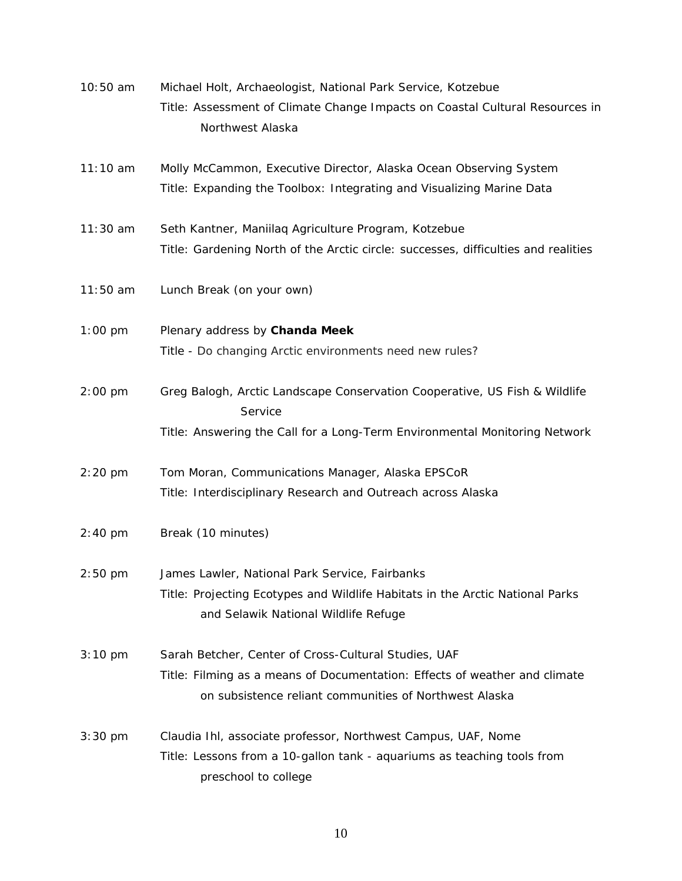10:50 am Michael Holt, Archaeologist, National Park Service, Kotzebue
Title: Assessment of Climate Change Impacts on Coastal Cultural Resources in Northwest Alaska

11:10 am Molly McCammon, Executive Director, Alaska Ocean Observing System
Title: Expanding the Toolbox: Integrating and Visualizing Marine Data

11:30 am Seth Kantner, Maniilaq Agriculture Program, Kotzebue
Title: Gardening North of the Arctic circle: successes, difficulties and realities

11:50 am Lunch Break (on your own)

1:00 pm Plenary address by **Chanda Meek**
Title - Do changing Arctic environments need new rules?

2:00 pm Greg Balogh, Arctic Landscape Conservation Cooperative, US Fish & Wildlife Service
Title: Answering the Call for a Long-Term Environmental Monitoring Network

2:20 pm Tom Moran, Communications Manager, Alaska EPSCoR
Title: Interdisciplinary Research and Outreach across Alaska

2:40 pm Break (10 minutes)

2:50 pm James Lawler, National Park Service, Fairbanks
Title: Projecting Ecotypes and Wildlife Habitats in the Arctic National Parks and Selawik National Wildlife Refuge

3:10 pm Sarah Betcher, Center of Cross-Cultural Studies, UAF
Title: Filming as a means of Documentation: Effects of weather and climate on subsistence reliant communities of Northwest Alaska

3:30 pm Claudia Ihl, associate professor, Northwest Campus, UAF, Nome
Title: Lessons from a 10-gallon tank - aquariums as teaching tools from preschool to college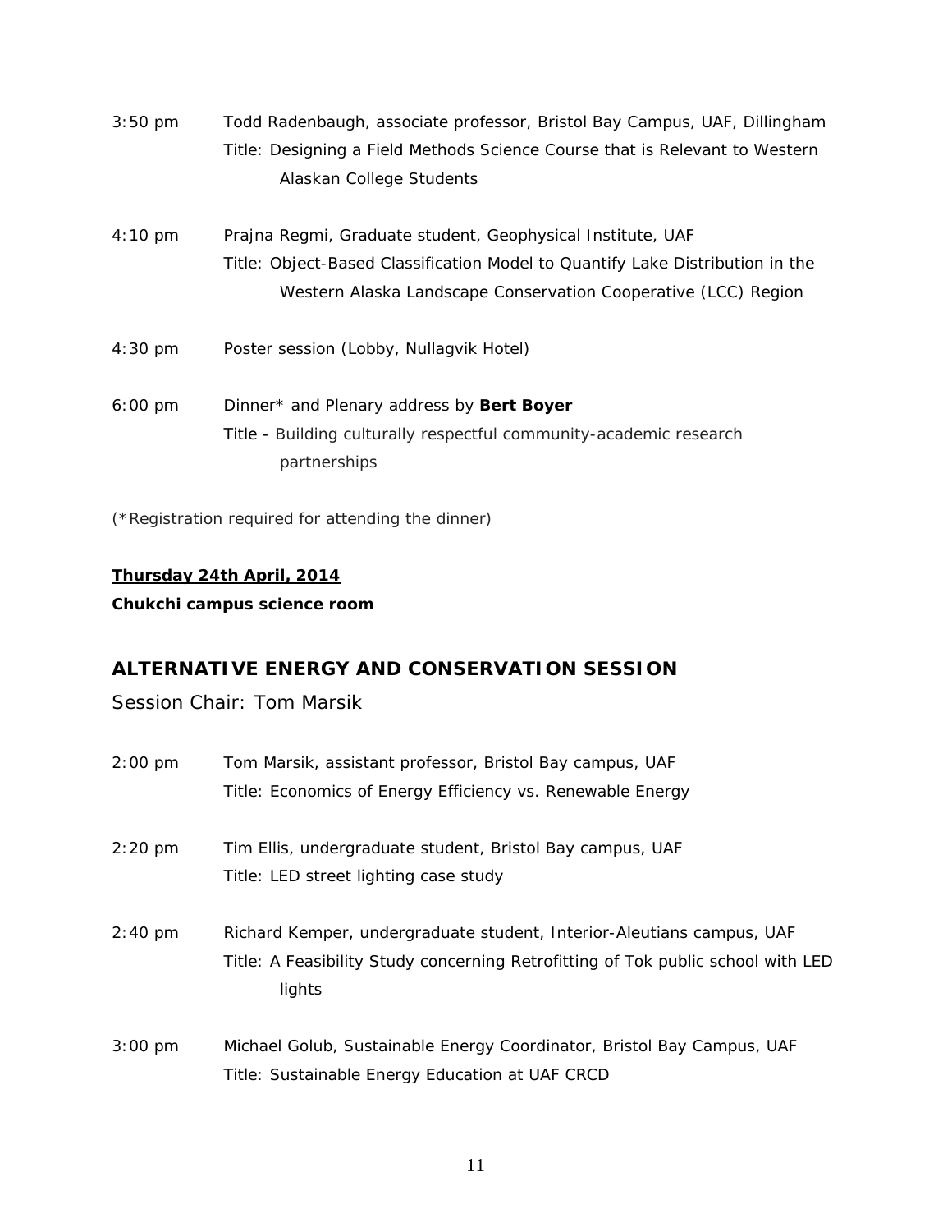3:50 pm Todd Radenbaugh, associate professor, Bristol Bay Campus, UAF, Dillingham
Title: Designing a Field Methods Science Course that is Relevant to Western Alaskan College Students

4:10 pm Prajna Regmi, Graduate student, Geophysical Institute, UAF
Title: Object-Based Classification Model to Quantify Lake Distribution in the Western Alaska Landscape Conservation Cooperative (LCC) Region

4:30 pm Poster session (Lobby, Nullagvik Hotel)

6:00 pm Dinner* and Plenary address by **Bert Boyer**
Title - Building culturally respectful community-academic research partnerships

(*Registration required for attending the dinner)

**<u>Thursday 24th April, 2014</u>**

**Chukchi campus science room**

## ALTERNATIVE ENERGY AND CONSERVATION SESSION

Session Chair: Tom Marsik

2:00 pm Tom Marsik, assistant professor, Bristol Bay campus, UAF
Title: Economics of Energy Efficiency vs. Renewable Energy

2:20 pm Tim Ellis, undergraduate student, Bristol Bay campus, UAF
Title: LED street lighting case study

2:40 pm Richard Kemper, undergraduate student, Interior-Aleutians campus, UAF
Title: A Feasibility Study concerning Retrofitting of Tok public school with LED lights

3:00 pm Michael Golub, Sustainable Energy Coordinator, Bristol Bay Campus, UAF
Title: Sustainable Energy Education at UAF CRCD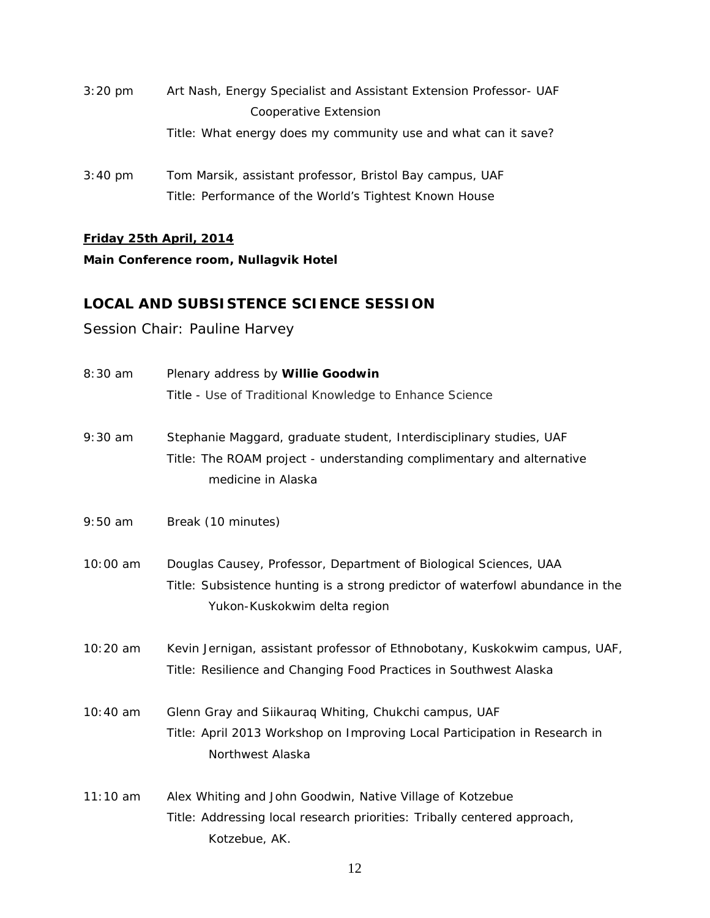3:20 pm Art Nash, Energy Specialist and Assistant Extension Professor- UAF Cooperative Extension
Title: What energy does my community use and what can it save?

3:40 pm Tom Marsik, assistant professor, Bristol Bay campus, UAF
Title: Performance of the World's Tightest Known House

**Friday 25th April, 2014**

**Main Conference room, Nullagvik Hotel**

## LOCAL AND SUBSISTENCE SCIENCE SESSION

Session Chair: Pauline Harvey

8:30 am Plenary address by **Willie Goodwin**
Title - Use of Traditional Knowledge to Enhance Science

9:30 am Stephanie Maggard, graduate student, Interdisciplinary studies, UAF
Title: The ROAM project - understanding complimentary and alternative medicine in Alaska

9:50 am Break (10 minutes)

10:00 am Douglas Causey, Professor, Department of Biological Sciences, UAA
Title: Subsistence hunting is a strong predictor of waterfowl abundance in the Yukon-Kuskokwim delta region

10:20 am Kevin Jernigan, assistant professor of Ethnobotany, Kuskokwim campus, UAF,
Title: Resilience and Changing Food Practices in Southwest Alaska

10:40 am Glenn Gray and Siikauraq Whiting, Chukchi campus, UAF
Title: April 2013 Workshop on Improving Local Participation in Research in Northwest Alaska

11:10 am Alex Whiting and John Goodwin, Native Village of Kotzebue
Title: Addressing local research priorities: Tribally centered approach, Kotzebue, AK.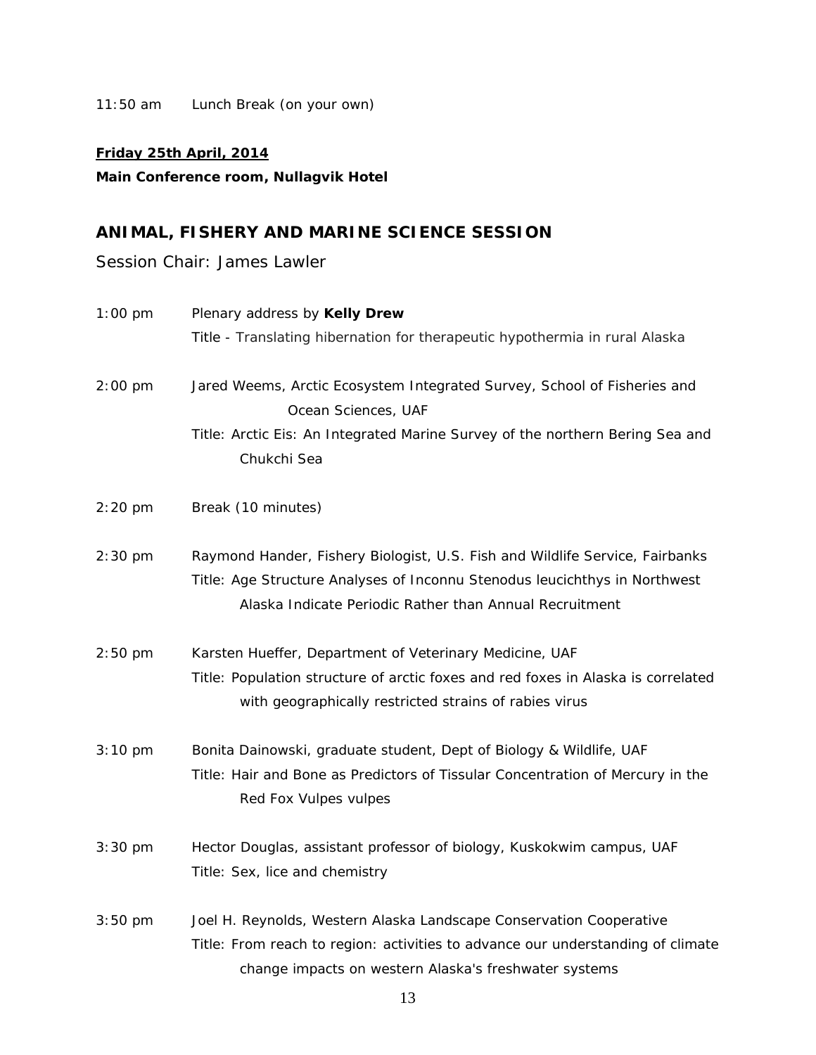11:50 am Lunch Break (on your own)

**Friday 25th April, 2014**

**Main Conference room, Nullagvik Hotel**

## ANIMAL, FISHERY AND MARINE SCIENCE SESSION

Session Chair: James Lawler

1:00 pm Plenary address by **Kelly Drew**
Title - Translating hibernation for therapeutic hypothermia in rural Alaska

2:00 pm Jared Weems, Arctic Ecosystem Integrated Survey, School of Fisheries and Ocean Sciences, UAF
Title: Arctic Eis: An Integrated Marine Survey of the northern Bering Sea and Chukchi Sea

2:20 pm Break (10 minutes)

2:30 pm Raymond Hander, Fishery Biologist, U.S. Fish and Wildlife Service, Fairbanks
Title: Age Structure Analyses of Inconnu Stenodus leucichthys in Northwest Alaska Indicate Periodic Rather than Annual Recruitment

2:50 pm Karsten Hueffer, Department of Veterinary Medicine, UAF
Title: Population structure of arctic foxes and red foxes in Alaska is correlated with geographically restricted strains of rabies virus

3:10 pm Bonita Dainowski, graduate student, Dept of Biology & Wildlife, UAF
Title: Hair and Bone as Predictors of Tissular Concentration of Mercury in the Red Fox Vulpes vulpes

3:30 pm Hector Douglas, assistant professor of biology, Kuskokwim campus, UAF
Title: Sex, lice and chemistry

3:50 pm Joel H. Reynolds, Western Alaska Landscape Conservation Cooperative
Title: From reach to region: activities to advance our understanding of climate change impacts on western Alaska's freshwater systems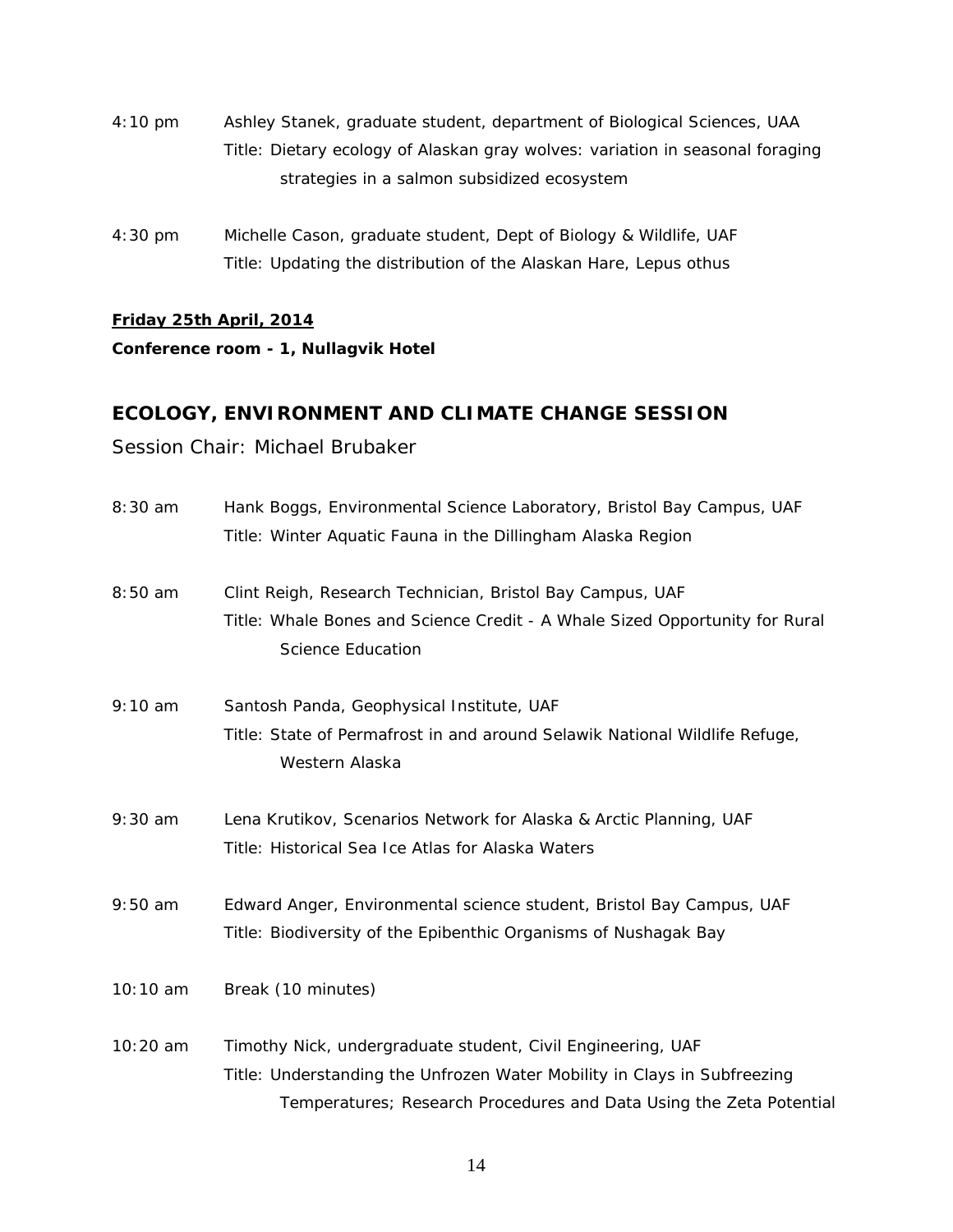4:10 pm Ashley Stanek, graduate student, department of Biological Sciences, UAA
Title: Dietary ecology of Alaskan gray wolves: variation in seasonal foraging strategies in a salmon subsidized ecosystem

4:30 pm Michelle Cason, graduate student, Dept of Biology & Wildlife, UAF
Title: Updating the distribution of the Alaskan Hare, Lepus othus

**Friday 25th April, 2014**

**Conference room - 1, Nullagvik Hotel**

## ECOLOGY, ENVIRONMENT AND CLIMATE CHANGE SESSION

Session Chair: Michael Brubaker

8:30 am Hank Boggs, Environmental Science Laboratory, Bristol Bay Campus, UAF
Title: Winter Aquatic Fauna in the Dillingham Alaska Region

8:50 am Clint Reigh, Research Technician, Bristol Bay Campus, UAF
Title: Whale Bones and Science Credit - A Whale Sized Opportunity for Rural Science Education

9:10 am Santosh Panda, Geophysical Institute, UAF
Title: State of Permafrost in and around Selawik National Wildlife Refuge, Western Alaska

9:30 am Lena Krutikov, Scenarios Network for Alaska & Arctic Planning, UAF
Title: Historical Sea Ice Atlas for Alaska Waters

9:50 am Edward Anger, Environmental science student, Bristol Bay Campus, UAF
Title: Biodiversity of the Epibenthic Organisms of Nushagak Bay

10:10 am Break (10 minutes)

10:20 am Timothy Nick, undergraduate student, Civil Engineering, UAF
Title: Understanding the Unfrozen Water Mobility in Clays in Subfreezing Temperatures; Research Procedures and Data Using the Zeta Potential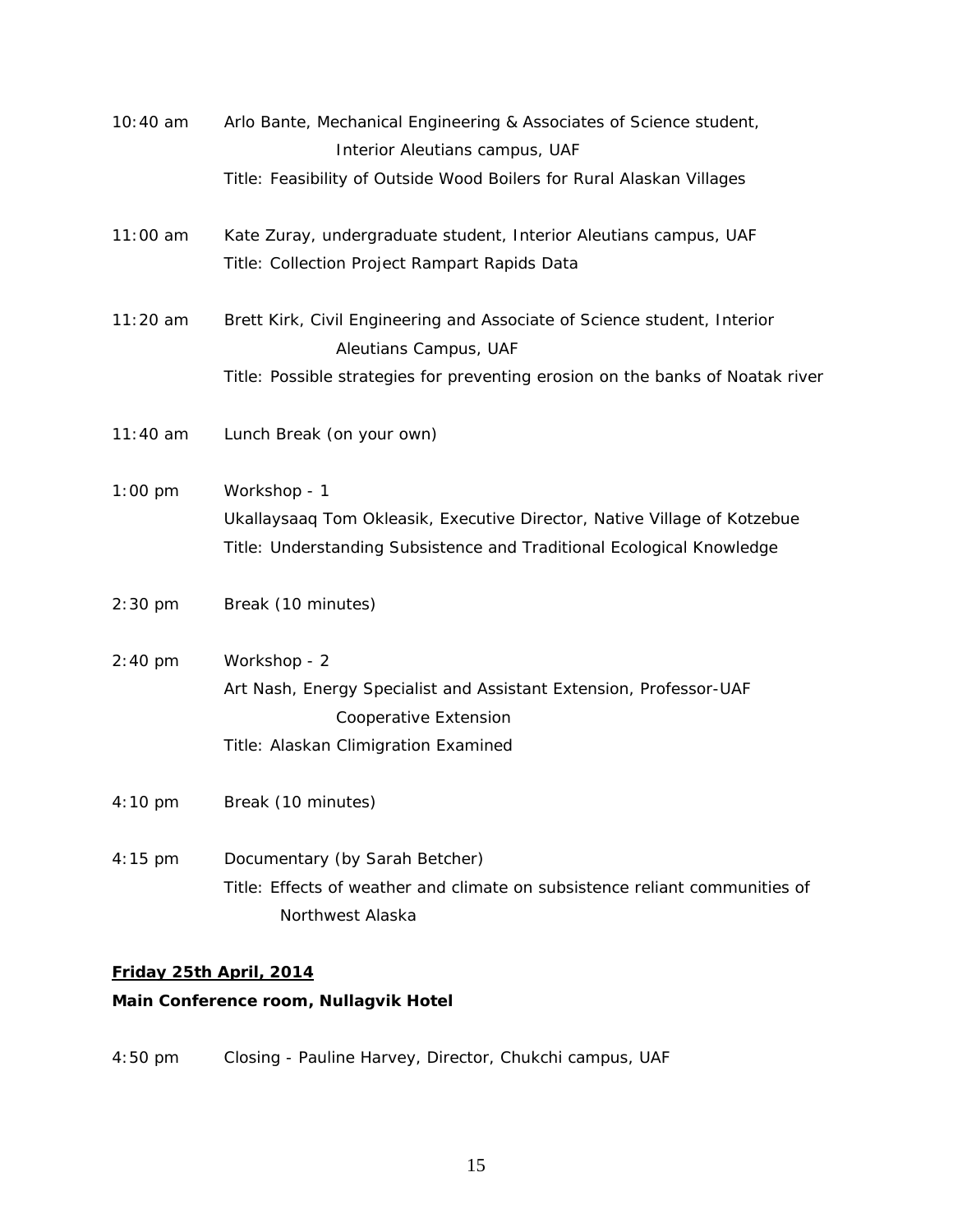10:40 am Arlo Bante, Mechanical Engineering & Associates of Science student, Interior Aleutians campus, UAF
Title: Feasibility of Outside Wood Boilers for Rural Alaskan Villages

11:00 am Kate Zuray, undergraduate student, Interior Aleutians campus, UAF
Title: Collection Project Rampart Rapids Data

11:20 am Brett Kirk, Civil Engineering and Associate of Science student, Interior Aleutians Campus, UAF
Title: Possible strategies for preventing erosion on the banks of Noatak river

11:40 am Lunch Break (on your own)

1:00 pm Workshop - 1
Ukallaysaaq Tom Okleasik, Executive Director, Native Village of Kotzebue
Title: Understanding Subsistence and Traditional Ecological Knowledge

2:30 pm Break (10 minutes)

2:40 pm Workshop - 2
Art Nash, Energy Specialist and Assistant Extension, Professor-UAF Cooperative Extension
Title: Alaskan Climigration Examined

4:10 pm Break (10 minutes)

4:15 pm Documentary (by Sarah Betcher)
Title: Effects of weather and climate on subsistence reliant communities of Northwest Alaska

**Friday 25th April, 2014**

**Main Conference room, Nullagvik Hotel**

4:50 pm Closing - Pauline Harvey, Director, Chukchi campus, UAF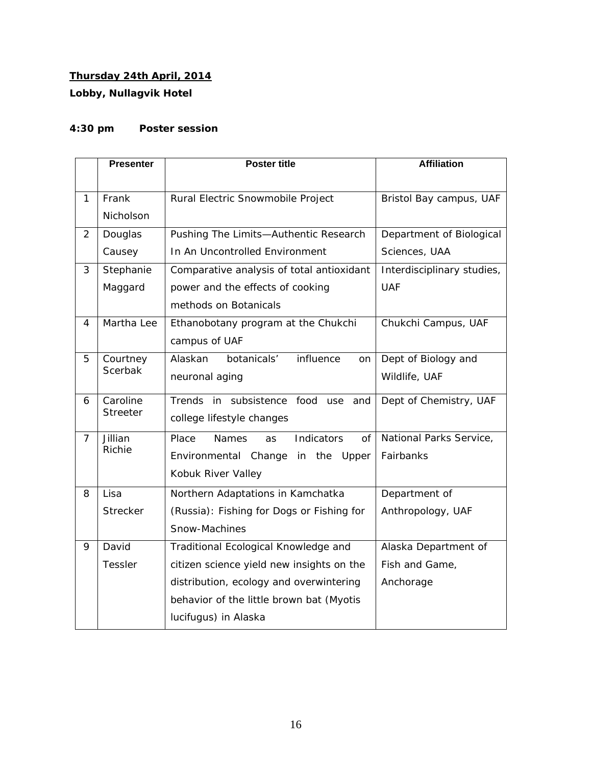**<u>Thursday 24th April, 2014</u>**

**Lobby, Nullagvik Hotel**

**4:30 pm Poster session**

| | Presenter | Poster title | Affiliation |
|---|---|---|---|
| 1 | Frank Nicholson | Rural Electric Snowmobile Project | Bristol Bay campus, UAF |
| 2 | Douglas Causey | Pushing The Limits—Authentic Research In An Uncontrolled Environment | Department of Biological Sciences, UAA |
| 3 | Stephanie Maggard | Comparative analysis of total antioxidant power and the effects of cooking methods on Botanicals | Interdisciplinary studies, UAF |
| 4 | Martha Lee | Ethanobotany program at the Chukchi campus of UAF | Chukchi Campus, UAF |
| 5 | Courtney Scerbak | Alaskan botanicals' influence on neuronal aging | Dept of Biology and Wildlife, UAF |
| 6 | Caroline Streeter | Trends in subsistence food use and college lifestyle changes | Dept of Chemistry, UAF |
| 7 | Jillian Richie | Place Names as Indicators of Environmental Change in the Upper Kobuk River Valley | National Parks Service, Fairbanks |
| 8 | Lisa Strecker | Northern Adaptations in Kamchatka (Russia): Fishing for Dogs or Fishing for Snow-Machines | Department of Anthropology, UAF |
| 9 | David Tessler | Traditional Ecological Knowledge and citizen science yield new insights on the distribution, ecology and overwintering behavior of the little brown bat (Myotis lucifugus) in Alaska | Alaska Department of Fish and Game, Anchorage |